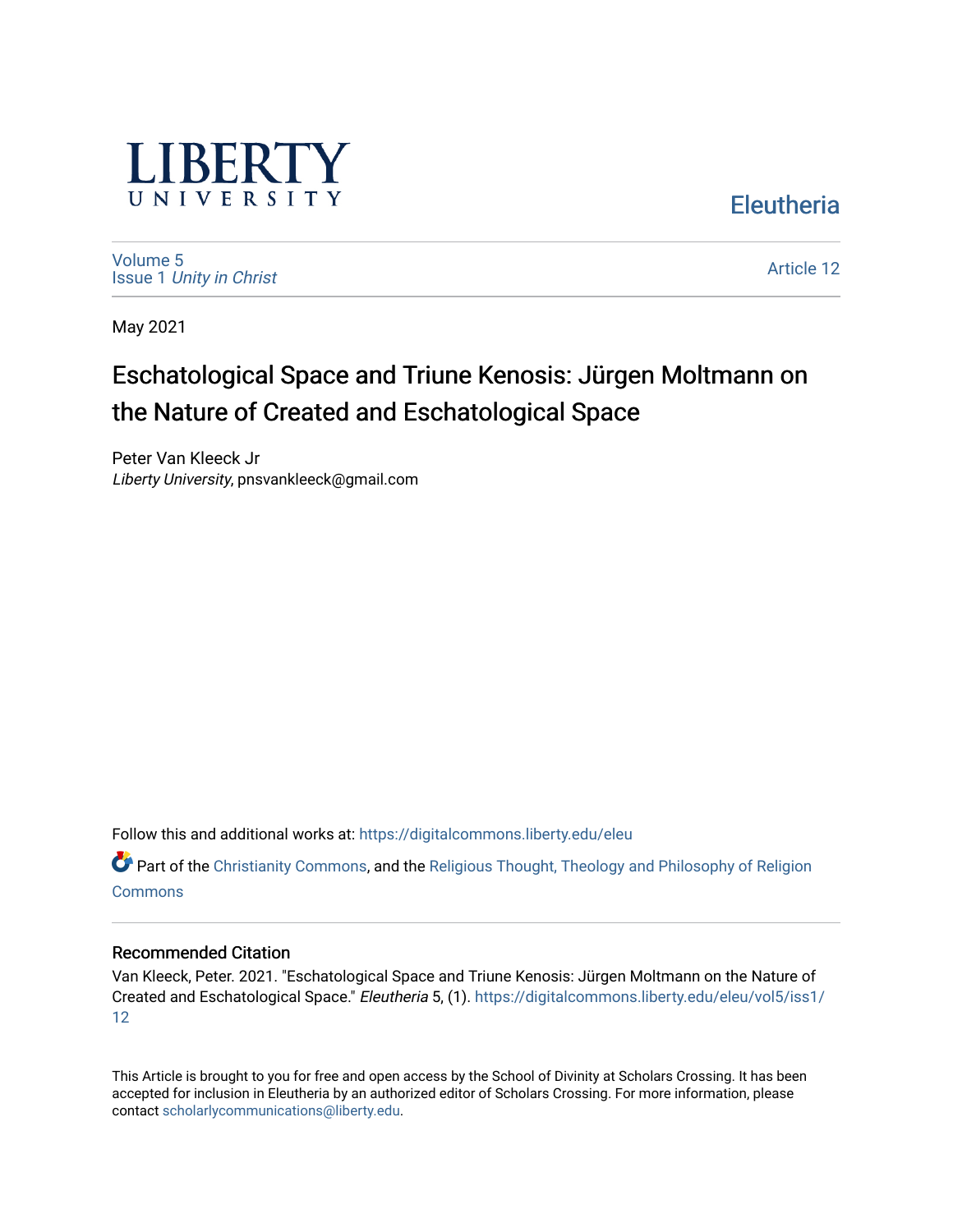LIBERTY UNIVERSITY

Eleutheria

Volume 5
Issue 1 *Unity in Christ*

Article 12

May 2021

# Eschatological Space and Triune Kenosis: Jürgen Moltmann on the Nature of Created and Eschatological Space

Peter Van Kleeck Jr
*Liberty University*, pnsvankleeck@gmail.com

Follow this and additional works at: https://digitalcommons.liberty.edu/eleu

Part of the Christianity Commons, and the Religious Thought, Theology and Philosophy of Religion Commons

### Recommended Citation

Van Kleeck, Peter. 2021. "Eschatological Space and Triune Kenosis: Jürgen Moltmann on the Nature of Created and Eschatological Space." *Eleutheria* 5, (1). https://digitalcommons.liberty.edu/eleu/vol5/iss1/12

This Article is brought to you for free and open access by the School of Divinity at Scholars Crossing. It has been accepted for inclusion in Eleutheria by an authorized editor of Scholars Crossing. For more information, please contact scholarlycommunications@liberty.edu.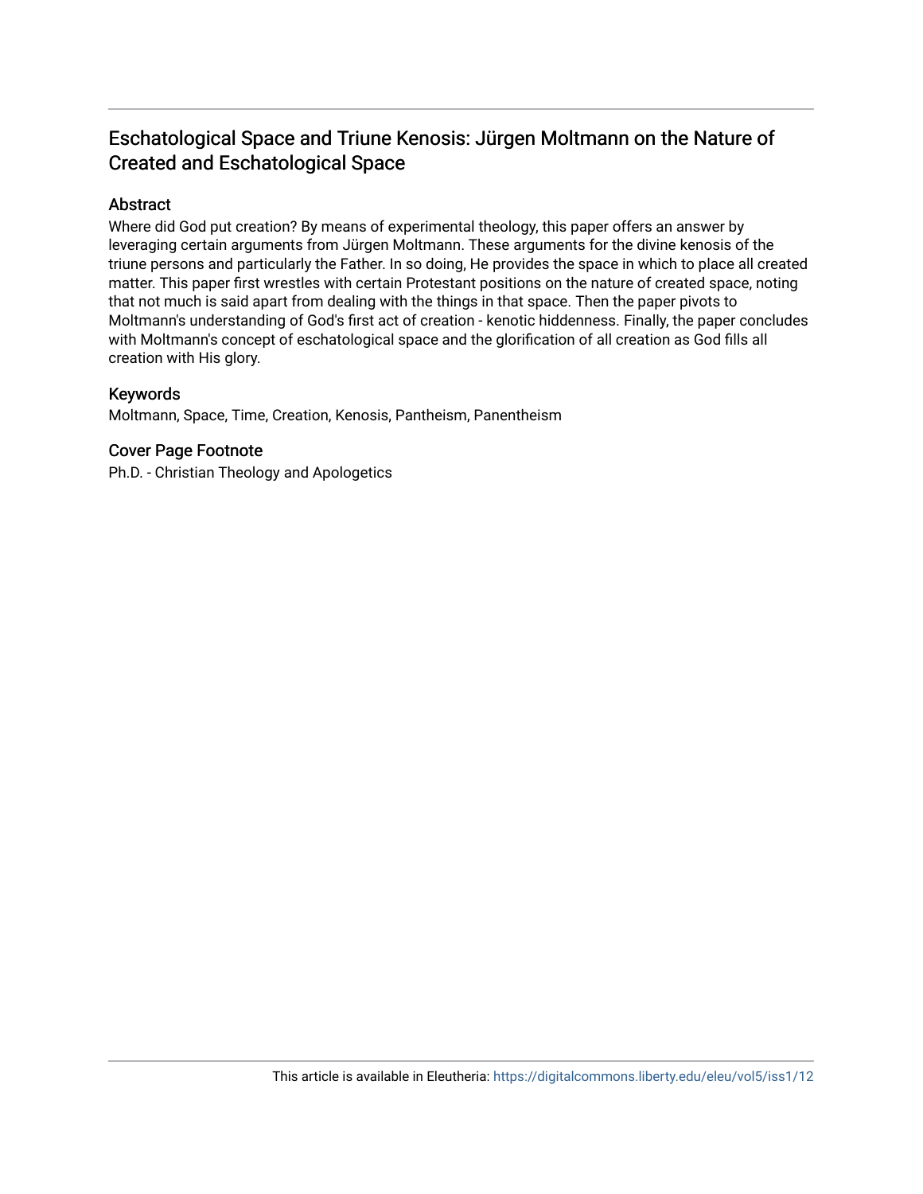# Eschatological Space and Triune Kenosis: Jürgen Moltmann on the Nature of Created and Eschatological Space

## Abstract

Where did God put creation? By means of experimental theology, this paper offers an answer by leveraging certain arguments from Jürgen Moltmann. These arguments for the divine kenosis of the triune persons and particularly the Father. In so doing, He provides the space in which to place all created matter. This paper first wrestles with certain Protestant positions on the nature of created space, noting that not much is said apart from dealing with the things in that space. Then the paper pivots to Moltmann's understanding of God's first act of creation - kenotic hiddenness. Finally, the paper concludes with Moltmann's concept of eschatological space and the glorification of all creation as God fills all creation with His glory.

## Keywords

Moltmann, Space, Time, Creation, Kenosis, Pantheism, Panentheism

## Cover Page Footnote

Ph.D. - Christian Theology and Apologetics

This article is available in Eleutheria: https://digitalcommons.liberty.edu/eleu/vol5/iss1/12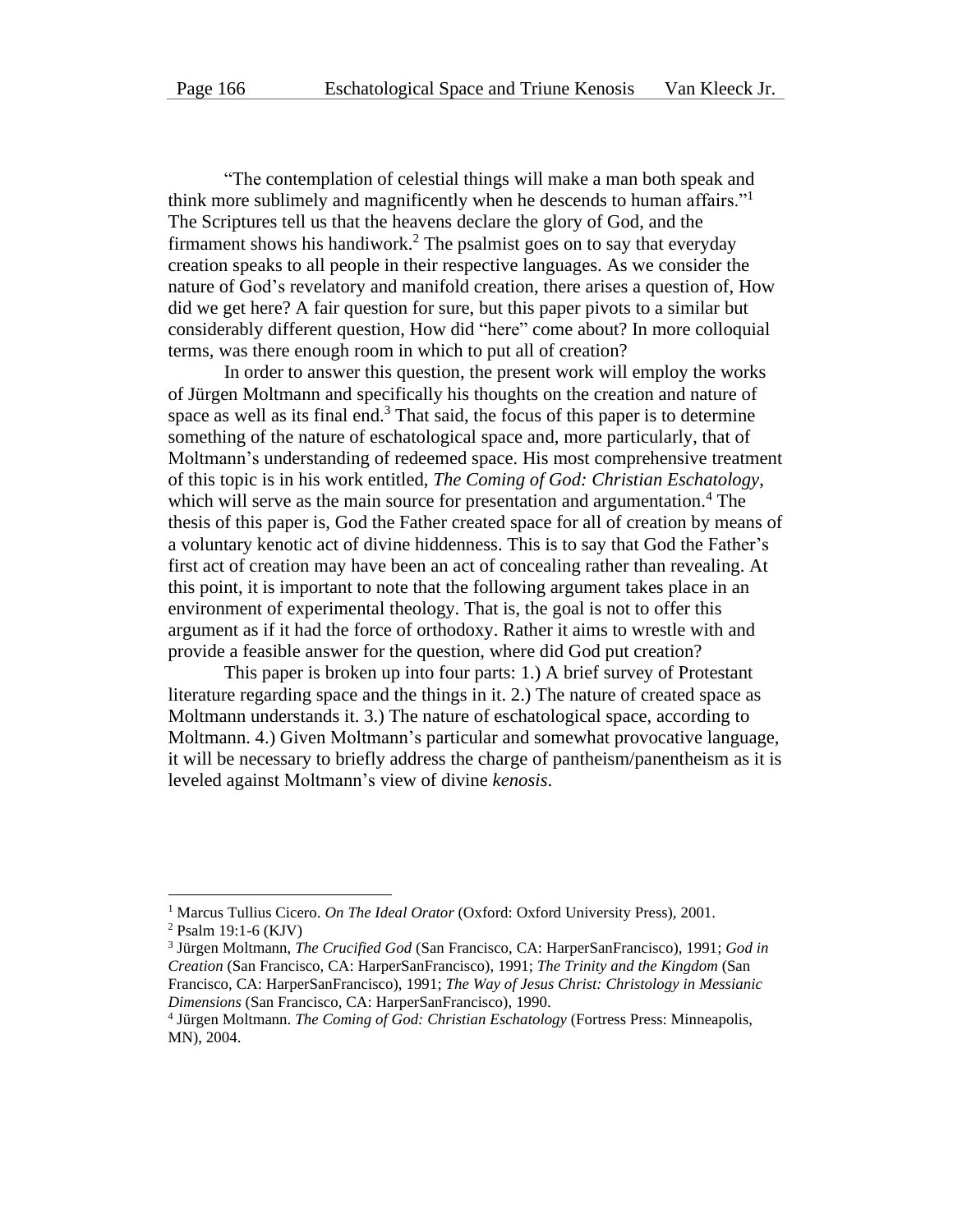"The contemplation of celestial things will make a man both speak and think more sublimely and magnificently when he descends to human affairs."[1] The Scriptures tell us that the heavens declare the glory of God, and the firmament shows his handiwork.[2] The psalmist goes on to say that everyday creation speaks to all people in their respective languages. As we consider the nature of God's revelatory and manifold creation, there arises a question of, How did we get here? A fair question for sure, but this paper pivots to a similar but considerably different question, How did "here" come about? In more colloquial terms, was there enough room in which to put all of creation?

In order to answer this question, the present work will employ the works of Jürgen Moltmann and specifically his thoughts on the creation and nature of space as well as its final end.[3] That said, the focus of this paper is to determine something of the nature of eschatological space and, more particularly, that of Moltmann's understanding of redeemed space. His most comprehensive treatment of this topic is in his work entitled, *The Coming of God: Christian Eschatology*, which will serve as the main source for presentation and argumentation.[4] The thesis of this paper is, God the Father created space for all of creation by means of a voluntary kenotic act of divine hiddenness. This is to say that God the Father's first act of creation may have been an act of concealing rather than revealing. At this point, it is important to note that the following argument takes place in an environment of experimental theology. That is, the goal is not to offer this argument as if it had the force of orthodoxy. Rather it aims to wrestle with and provide a feasible answer for the question, where did God put creation?

This paper is broken up into four parts: 1.) A brief survey of Protestant literature regarding space and the things in it. 2.) The nature of created space as Moltmann understands it. 3.) The nature of eschatological space, according to Moltmann. 4.) Given Moltmann's particular and somewhat provocative language, it will be necessary to briefly address the charge of pantheism/panentheism as it is leveled against Moltmann's view of divine *kenosis*.

---

[1] Marcus Tullius Cicero. *On The Ideal Orator* (Oxford: Oxford University Press), 2001.

[2] Psalm 19:1-6 (KJV)

[3] Jürgen Moltmann, *The Crucified God* (San Francisco, CA: HarperSanFrancisco), 1991; *God in Creation* (San Francisco, CA: HarperSanFrancisco), 1991; *The Trinity and the Kingdom* (San Francisco, CA: HarperSanFrancisco), 1991; *The Way of Jesus Christ: Christology in Messianic Dimensions* (San Francisco, CA: HarperSanFrancisco), 1990.

[4] Jürgen Moltmann. *The Coming of God: Christian Eschatology* (Fortress Press: Minneapolis, MN), 2004.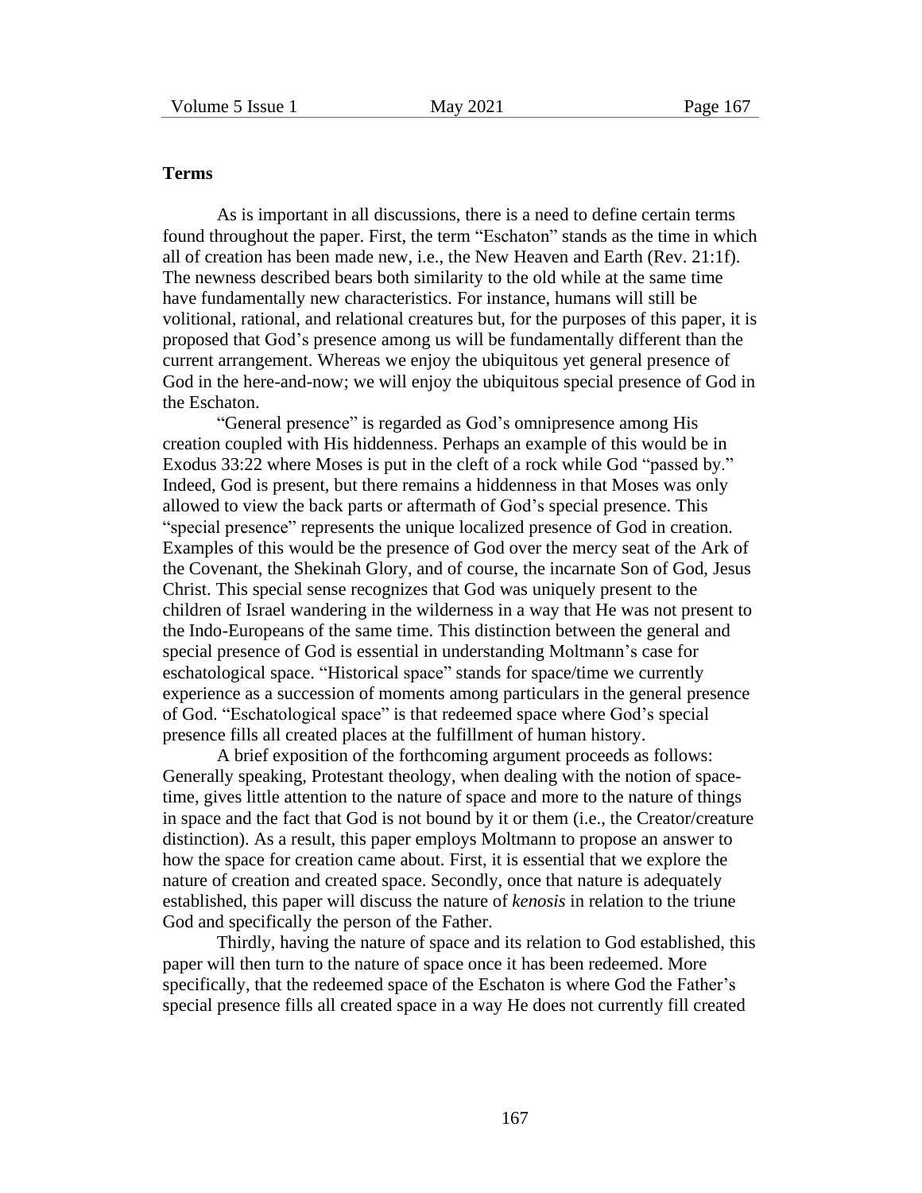**Terms**

As is important in all discussions, there is a need to define certain terms found throughout the paper. First, the term "Eschaton" stands as the time in which all of creation has been made new, i.e., the New Heaven and Earth (Rev. 21:1f). The newness described bears both similarity to the old while at the same time have fundamentally new characteristics. For instance, humans will still be volitional, rational, and relational creatures but, for the purposes of this paper, it is proposed that God's presence among us will be fundamentally different than the current arrangement. Whereas we enjoy the ubiquitous yet general presence of God in the here-and-now; we will enjoy the ubiquitous special presence of God in the Eschaton.

"General presence" is regarded as God's omnipresence among His creation coupled with His hiddenness. Perhaps an example of this would be in Exodus 33:22 where Moses is put in the cleft of a rock while God "passed by." Indeed, God is present, but there remains a hiddenness in that Moses was only allowed to view the back parts or aftermath of God's special presence. This "special presence" represents the unique localized presence of God in creation. Examples of this would be the presence of God over the mercy seat of the Ark of the Covenant, the Shekinah Glory, and of course, the incarnate Son of God, Jesus Christ. This special sense recognizes that God was uniquely present to the children of Israel wandering in the wilderness in a way that He was not present to the Indo-Europeans of the same time. This distinction between the general and special presence of God is essential in understanding Moltmann's case for eschatological space. "Historical space" stands for space/time we currently experience as a succession of moments among particulars in the general presence of God. "Eschatological space" is that redeemed space where God's special presence fills all created places at the fulfillment of human history.

A brief exposition of the forthcoming argument proceeds as follows: Generally speaking, Protestant theology, when dealing with the notion of space-time, gives little attention to the nature of space and more to the nature of things in space and the fact that God is not bound by it or them (i.e., the Creator/creature distinction). As a result, this paper employs Moltmann to propose an answer to how the space for creation came about. First, it is essential that we explore the nature of creation and created space. Secondly, once that nature is adequately established, this paper will discuss the nature of *kenosis* in relation to the triune God and specifically the person of the Father.

Thirdly, having the nature of space and its relation to God established, this paper will then turn to the nature of space once it has been redeemed. More specifically, that the redeemed space of the Eschaton is where God the Father's special presence fills all created space in a way He does not currently fill created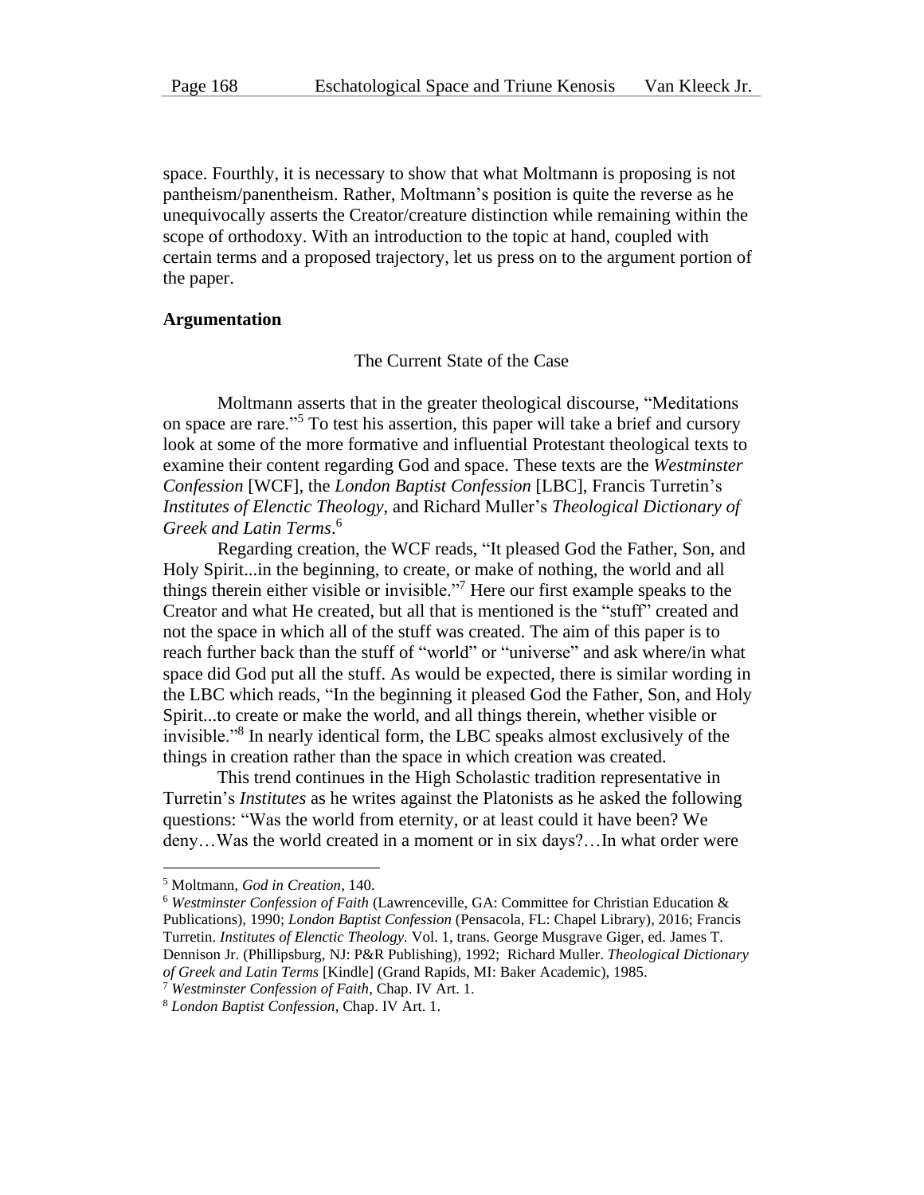space. Fourthly, it is necessary to show that what Moltmann is proposing is not pantheism/panentheism. Rather, Moltmann's position is quite the reverse as he unequivocally asserts the Creator/creature distinction while remaining within the scope of orthodoxy. With an introduction to the topic at hand, coupled with certain terms and a proposed trajectory, let us press on to the argument portion of the paper.

**Argumentation**

The Current State of the Case

Moltmann asserts that in the greater theological discourse, "Meditations on space are rare."[5] To test his assertion, this paper will take a brief and cursory look at some of the more formative and influential Protestant theological texts to examine their content regarding God and space. These texts are the *Westminster Confession* [WCF], the *London Baptist Confession* [LBC], Francis Turretin's *Institutes of Elenctic Theology*, and Richard Muller's *Theological Dictionary of Greek and Latin Terms*.[6]

Regarding creation, the WCF reads, "It pleased God the Father, Son, and Holy Spirit...in the beginning, to create, or make of nothing, the world and all things therein either visible or invisible."[7] Here our first example speaks to the Creator and what He created, but all that is mentioned is the "stuff" created and not the space in which all of the stuff was created. The aim of this paper is to reach further back than the stuff of "world" or "universe" and ask where/in what space did God put all the stuff. As would be expected, there is similar wording in the LBC which reads, "In the beginning it pleased God the Father, Son, and Holy Spirit...to create or make the world, and all things therein, whether visible or invisible."[8] In nearly identical form, the LBC speaks almost exclusively of the things in creation rather than the space in which creation was created.

This trend continues in the High Scholastic tradition representative in Turretin's *Institutes* as he writes against the Platonists as he asked the following questions: "Was the world from eternity, or at least could it have been? We deny…Was the world created in a moment or in six days?…In what order were

---

[5] Moltmann, *God in Creation*, 140.

[6] *Westminster Confession of Faith* (Lawrenceville, GA: Committee for Christian Education & Publications), 1990; *London Baptist Confession* (Pensacola, FL: Chapel Library), 2016; Francis Turretin. *Institutes of Elenctic Theology.* Vol. 1, trans. George Musgrave Giger, ed. James T. Dennison Jr. (Phillipsburg, NJ: P&R Publishing), 1992; Richard Muller. *Theological Dictionary of Greek and Latin Terms* [Kindle] (Grand Rapids, MI: Baker Academic), 1985.

[7] *Westminster Confession of Faith*, Chap. IV Art. 1.

[8] *London Baptist Confession*, Chap. IV Art. 1.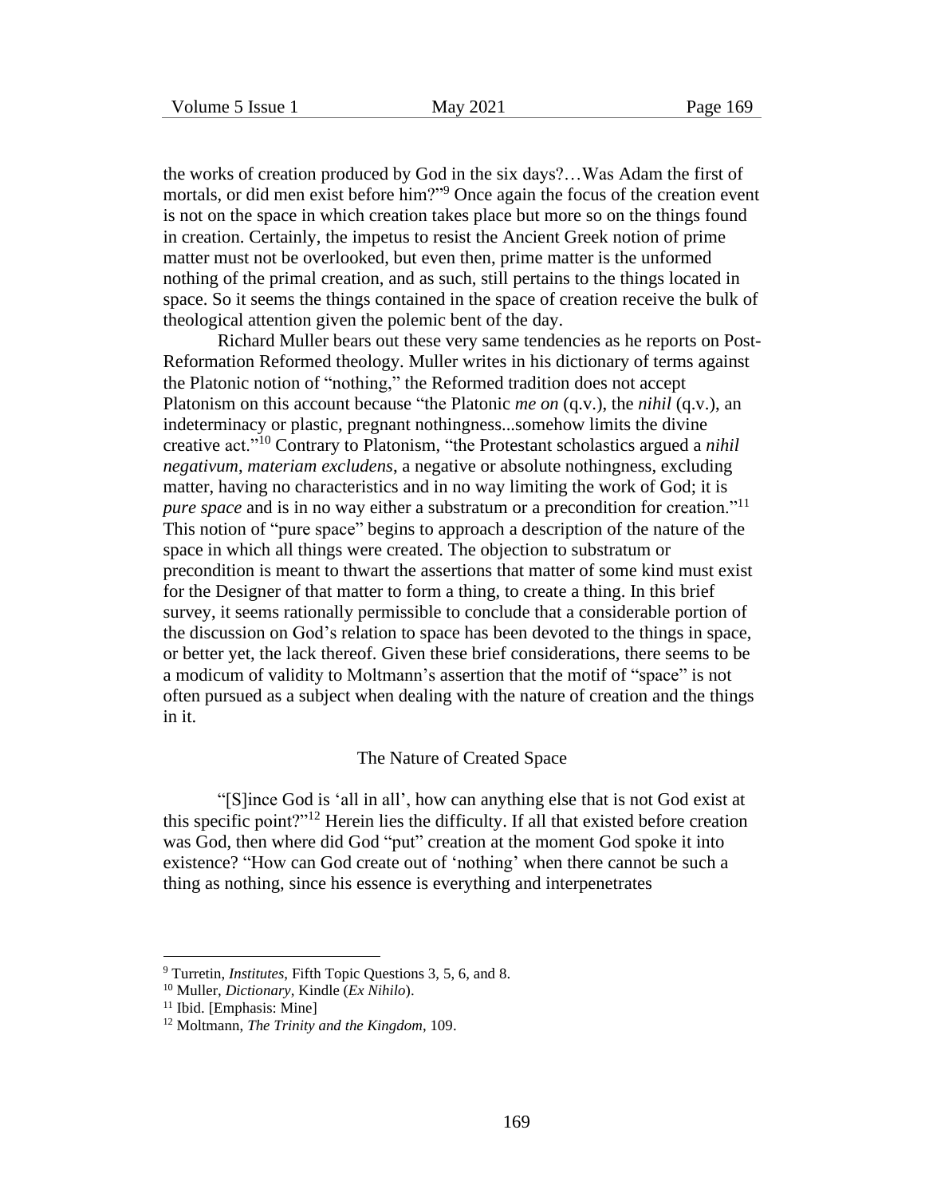the works of creation produced by God in the six days?…Was Adam the first of mortals, or did men exist before him?"[9] Once again the focus of the creation event is not on the space in which creation takes place but more so on the things found in creation. Certainly, the impetus to resist the Ancient Greek notion of prime matter must not be overlooked, but even then, prime matter is the unformed nothing of the primal creation, and as such, still pertains to the things located in space. So it seems the things contained in the space of creation receive the bulk of theological attention given the polemic bent of the day.

Richard Muller bears out these very same tendencies as he reports on Post-Reformation Reformed theology. Muller writes in his dictionary of terms against the Platonic notion of "nothing," the Reformed tradition does not accept Platonism on this account because "the Platonic *me on* (q.v.), the *nihil* (q.v.), an indeterminacy or plastic, pregnant nothingness...somehow limits the divine creative act."[10] Contrary to Platonism, "the Protestant scholastics argued a *nihil negativum*, *materiam excludens*, a negative or absolute nothingness, excluding matter, having no characteristics and in no way limiting the work of God; it is *pure space* and is in no way either a substratum or a precondition for creation."[11] This notion of "pure space" begins to approach a description of the nature of the space in which all things were created. The objection to substratum or precondition is meant to thwart the assertions that matter of some kind must exist for the Designer of that matter to form a thing, to create a thing. In this brief survey, it seems rationally permissible to conclude that a considerable portion of the discussion on God's relation to space has been devoted to the things in space, or better yet, the lack thereof. Given these brief considerations, there seems to be a modicum of validity to Moltmann's assertion that the motif of "space" is not often pursued as a subject when dealing with the nature of creation and the things in it.

## The Nature of Created Space

"[S]ince God is 'all in all', how can anything else that is not God exist at this specific point?"[12] Herein lies the difficulty. If all that existed before creation was God, then where did God "put" creation at the moment God spoke it into existence? "How can God create out of 'nothing' when there cannot be such a thing as nothing, since his essence is everything and interpenetrates

---

[9] Turretin, *Institutes*, Fifth Topic Questions 3, 5, 6, and 8.

[10] Muller, *Dictionary*, Kindle (*Ex Nihilo*).

[11] Ibid. [Emphasis: Mine]

[12] Moltmann, *The Trinity and the Kingdom*, 109.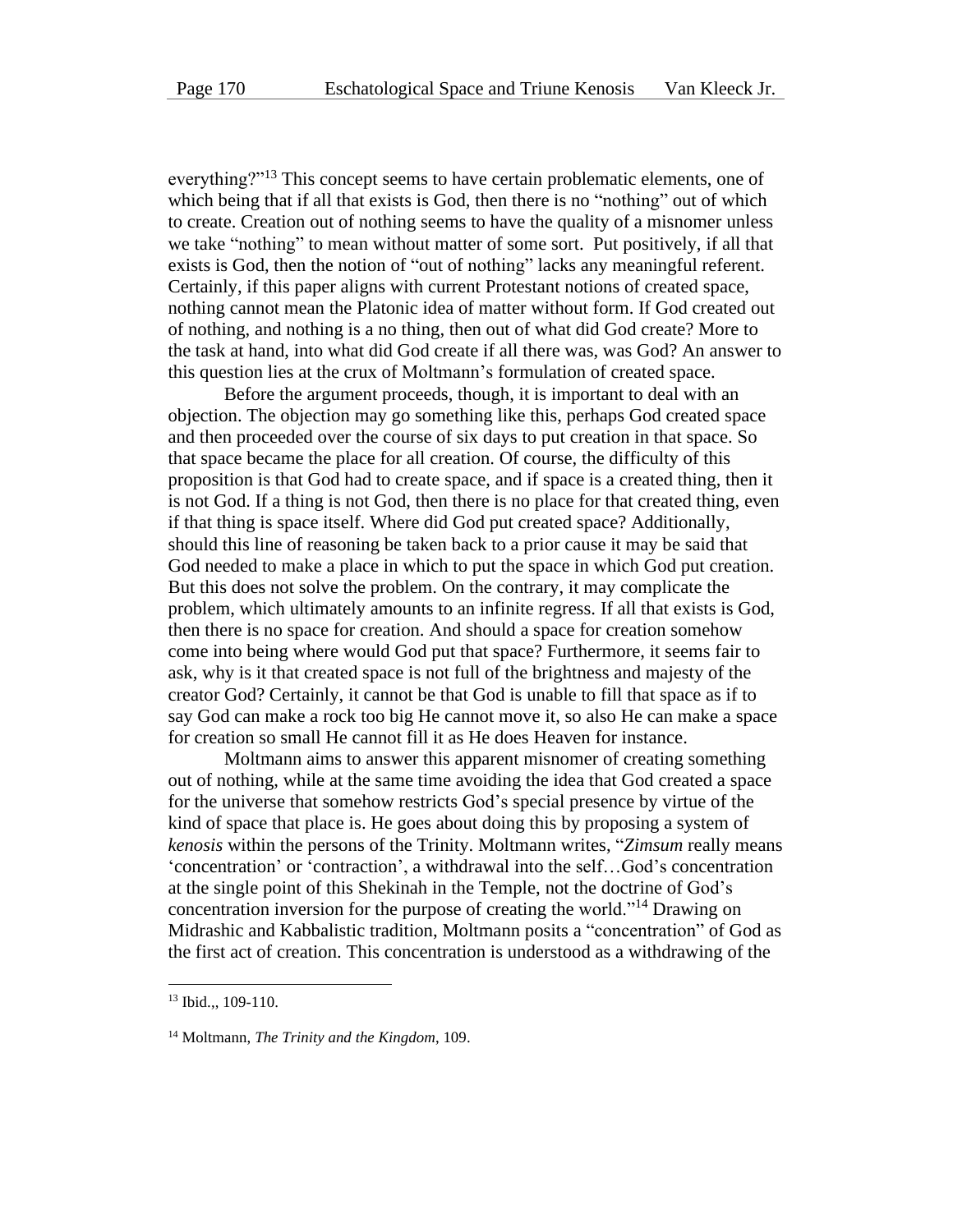everything?"[13] This concept seems to have certain problematic elements, one of which being that if all that exists is God, then there is no "nothing" out of which to create. Creation out of nothing seems to have the quality of a misnomer unless we take "nothing" to mean without matter of some sort. Put positively, if all that exists is God, then the notion of "out of nothing" lacks any meaningful referent. Certainly, if this paper aligns with current Protestant notions of created space, nothing cannot mean the Platonic idea of matter without form. If God created out of nothing, and nothing is a no thing, then out of what did God create? More to the task at hand, into what did God create if all there was, was God? An answer to this question lies at the crux of Moltmann's formulation of created space.

Before the argument proceeds, though, it is important to deal with an objection. The objection may go something like this, perhaps God created space and then proceeded over the course of six days to put creation in that space. So that space became the place for all creation. Of course, the difficulty of this proposition is that God had to create space, and if space is a created thing, then it is not God. If a thing is not God, then there is no place for that created thing, even if that thing is space itself. Where did God put created space? Additionally, should this line of reasoning be taken back to a prior cause it may be said that God needed to make a place in which to put the space in which God put creation. But this does not solve the problem. On the contrary, it may complicate the problem, which ultimately amounts to an infinite regress. If all that exists is God, then there is no space for creation. And should a space for creation somehow come into being where would God put that space? Furthermore, it seems fair to ask, why is it that created space is not full of the brightness and majesty of the creator God? Certainly, it cannot be that God is unable to fill that space as if to say God can make a rock too big He cannot move it, so also He can make a space for creation so small He cannot fill it as He does Heaven for instance.

Moltmann aims to answer this apparent misnomer of creating something out of nothing, while at the same time avoiding the idea that God created a space for the universe that somehow restricts God's special presence by virtue of the kind of space that place is. He goes about doing this by proposing a system of *kenosis* within the persons of the Trinity. Moltmann writes, "*Zimsum* really means 'concentration' or 'contraction', a withdrawal into the self…God's concentration at the single point of this Shekinah in the Temple, not the doctrine of God's concentration inversion for the purpose of creating the world."[14] Drawing on Midrashic and Kabbalistic tradition, Moltmann posits a "concentration" of God as the first act of creation. This concentration is understood as a withdrawing of the

---

[13] Ibid.,, 109-110.

[14] Moltmann, *The Trinity and the Kingdom*, 109.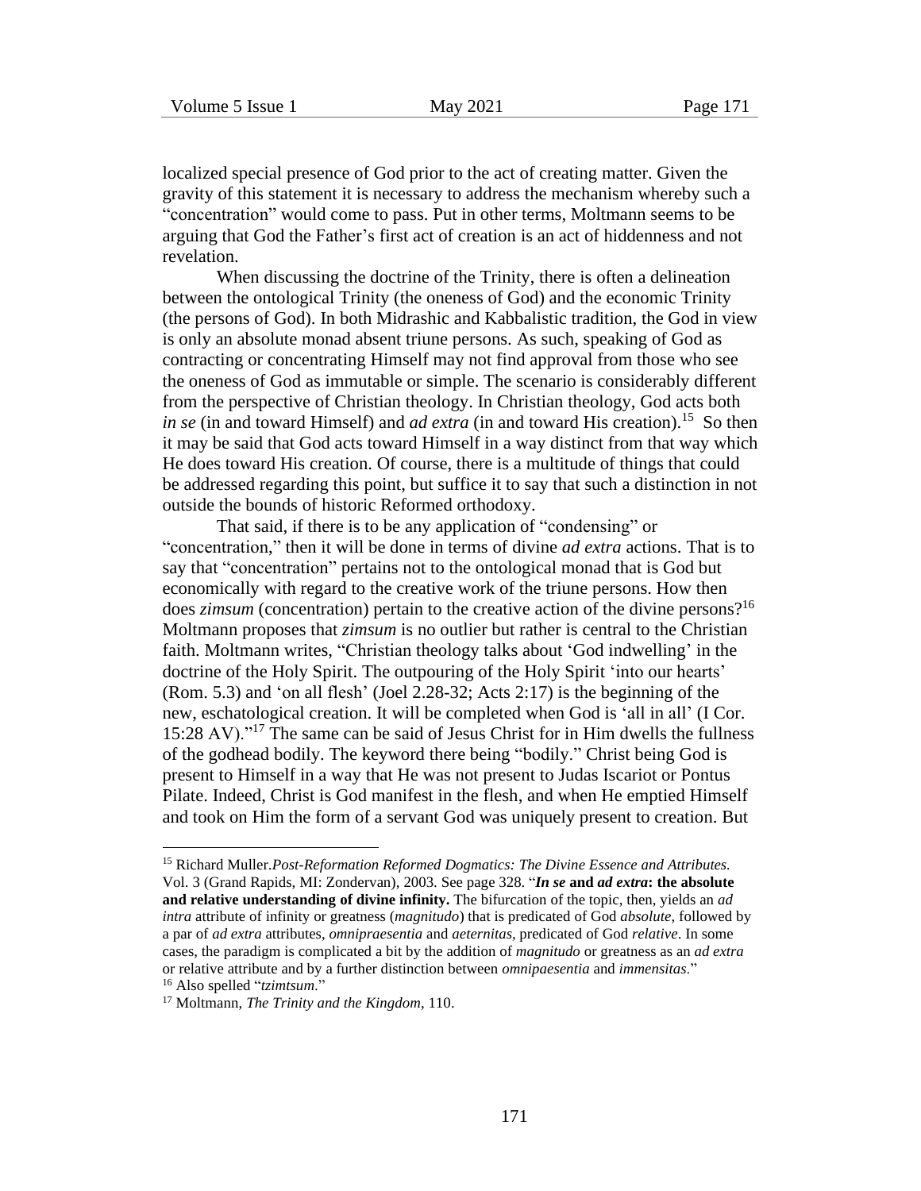localized special presence of God prior to the act of creating matter. Given the gravity of this statement it is necessary to address the mechanism whereby such a "concentration" would come to pass. Put in other terms, Moltmann seems to be arguing that God the Father's first act of creation is an act of hiddenness and not revelation.

When discussing the doctrine of the Trinity, there is often a delineation between the ontological Trinity (the oneness of God) and the economic Trinity (the persons of God). In both Midrashic and Kabbalistic tradition, the God in view is only an absolute monad absent triune persons. As such, speaking of God as contracting or concentrating Himself may not find approval from those who see the oneness of God as immutable or simple. The scenario is considerably different from the perspective of Christian theology. In Christian theology, God acts both *in se* (in and toward Himself) and *ad extra* (in and toward His creation).[15] So then it may be said that God acts toward Himself in a way distinct from that way which He does toward His creation. Of course, there is a multitude of things that could be addressed regarding this point, but suffice it to say that such a distinction in not outside the bounds of historic Reformed orthodoxy.

That said, if there is to be any application of "condensing" or "concentration," then it will be done in terms of divine *ad extra* actions. That is to say that "concentration" pertains not to the ontological monad that is God but economically with regard to the creative work of the triune persons. How then does *zimsum* (concentration) pertain to the creative action of the divine persons?[16] Moltmann proposes that *zimsum* is no outlier but rather is central to the Christian faith. Moltmann writes, "Christian theology talks about 'God indwelling' in the doctrine of the Holy Spirit. The outpouring of the Holy Spirit 'into our hearts' (Rom. 5.3) and 'on all flesh' (Joel 2.28-32; Acts 2:17) is the beginning of the new, eschatological creation. It will be completed when God is 'all in all' (I Cor. 15:28 AV)."[17] The same can be said of Jesus Christ for in Him dwells the fullness of the godhead bodily. The keyword there being "bodily." Christ being God is present to Himself in a way that He was not present to Judas Iscariot or Pontus Pilate. Indeed, Christ is God manifest in the flesh, and when He emptied Himself and took on Him the form of a servant God was uniquely present to creation. But

---

[15] Richard Muller.*Post-Reformation Reformed Dogmatics: The Divine Essence and Attributes.* Vol. 3 (Grand Rapids, MI: Zondervan), 2003. See page 328. "***In se* and *ad extra*: the absolute and relative understanding of divine infinity.** The bifurcation of the topic, then, yields an *ad intra* attribute of infinity or greatness (*magnitudo*) that is predicated of God *absolute*, followed by a par of *ad extra* attributes, *omnipraesentia* and *aeternitas,* predicated of God *relative*. In some cases, the paradigm is complicated a bit by the addition of *magnitudo* or greatness as an *ad extra* or relative attribute and by a further distinction between *omnipaesentia* and *immensitas*."

[16] Also spelled "*tzimtsum*."

[17] Moltmann, *The Trinity and the Kingdom*, 110.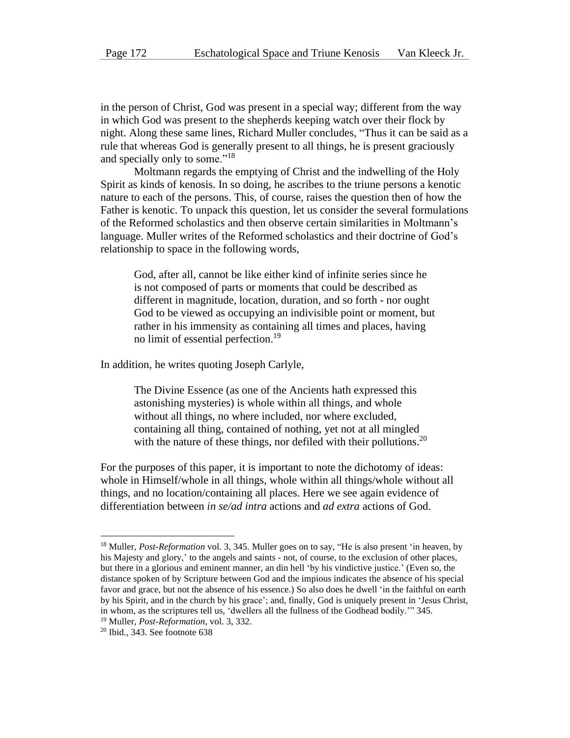in the person of Christ, God was present in a special way; different from the way in which God was present to the shepherds keeping watch over their flock by night. Along these same lines, Richard Muller concludes, "Thus it can be said as a rule that whereas God is generally present to all things, he is present graciously and specially only to some."[18]

Moltmann regards the emptying of Christ and the indwelling of the Holy Spirit as kinds of kenosis. In so doing, he ascribes to the triune persons a kenotic nature to each of the persons. This, of course, raises the question then of how the Father is kenotic. To unpack this question, let us consider the several formulations of the Reformed scholastics and then observe certain similarities in Moltmann's language. Muller writes of the Reformed scholastics and their doctrine of God's relationship to space in the following words,

> God, after all, cannot be like either kind of infinite series since he is not composed of parts or moments that could be described as different in magnitude, location, duration, and so forth - nor ought God to be viewed as occupying an indivisible point or moment, but rather in his immensity as containing all times and places, having no limit of essential perfection.[19]

In addition, he writes quoting Joseph Carlyle,

> The Divine Essence (as one of the Ancients hath expressed this astonishing mysteries) is whole within all things, and whole without all things, no where included, nor where excluded, containing all thing, contained of nothing, yet not at all mingled with the nature of these things, nor defiled with their pollutions.[20]

For the purposes of this paper, it is important to note the dichotomy of ideas: whole in Himself/whole in all things, whole within all things/whole without all things, and no location/containing all places. Here we see again evidence of differentiation between *in se/ad intra* actions and *ad extra* actions of God.

---

[18] Muller, *Post-Reformation* vol. 3, 345. Muller goes on to say, "He is also present 'in heaven, by his Majesty and glory,' to the angels and saints - not, of course, to the exclusion of other places, but there in a glorious and eminent manner, an din hell 'by his vindictive justice.' (Even so, the distance spoken of by Scripture between God and the impious indicates the absence of his special favor and grace, but not the absence of his essence.) So also does he dwell 'in the faithful on earth by his Spirit, and in the church by his grace'; and, finally, God is uniquely present in 'Jesus Christ, in whom, as the scriptures tell us, 'dwellers all the fullness of the Godhead bodily.'" 345.

[19] Muller, *Post-Reformation*, vol. 3, 332.

[20] Ibid., 343. See footnote 638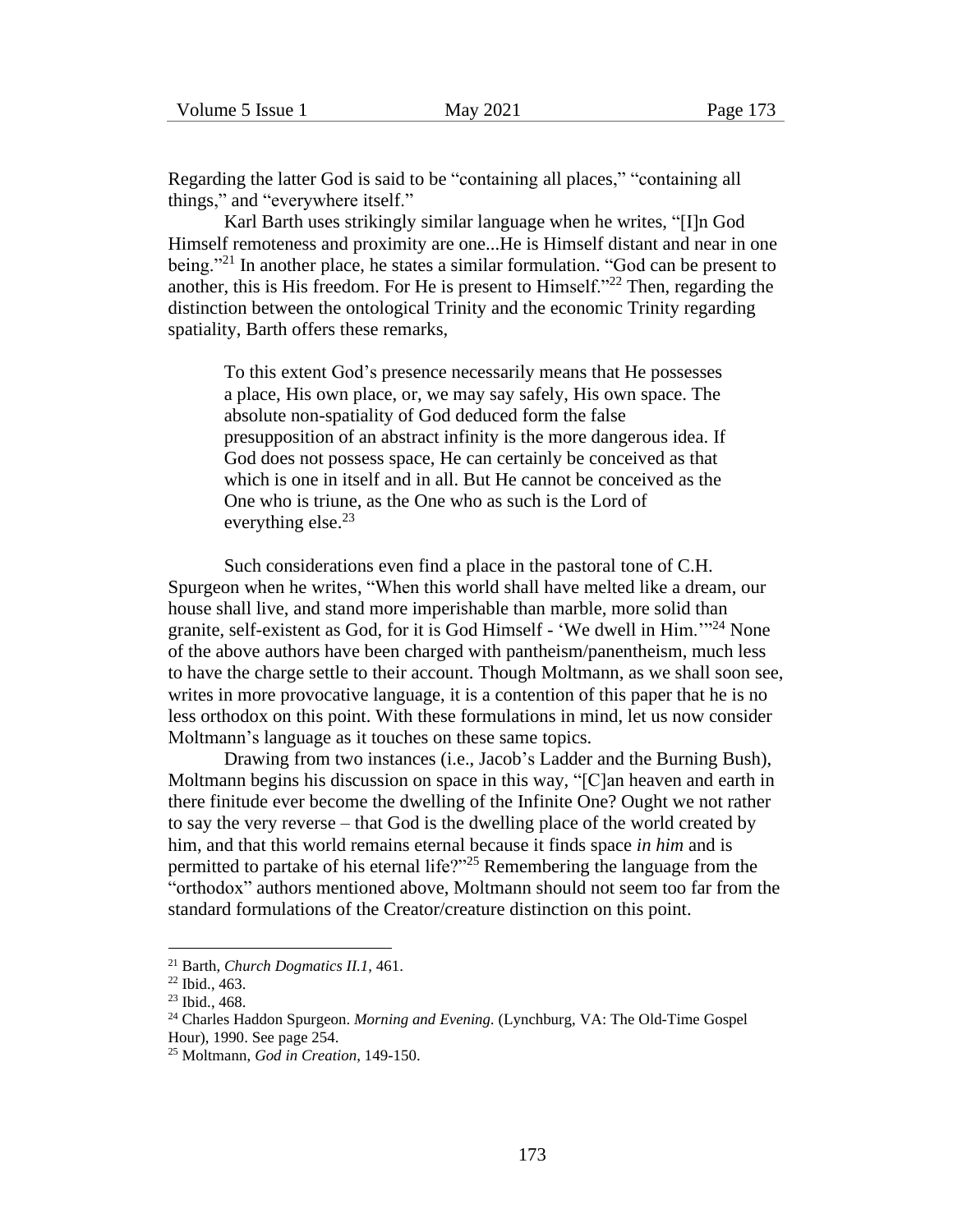Regarding the latter God is said to be "containing all places," "containing all things," and "everywhere itself."

Karl Barth uses strikingly similar language when he writes, "[I]n God Himself remoteness and proximity are one...He is Himself distant and near in one being."[21] In another place, he states a similar formulation. "God can be present to another, this is His freedom. For He is present to Himself."[22] Then, regarding the distinction between the ontological Trinity and the economic Trinity regarding spatiality, Barth offers these remarks,

> To this extent God's presence necessarily means that He possesses a place, His own place, or, we may say safely, His own space. The absolute non-spatiality of God deduced form the false presupposition of an abstract infinity is the more dangerous idea. If God does not possess space, He can certainly be conceived as that which is one in itself and in all. But He cannot be conceived as the One who is triune, as the One who as such is the Lord of everything else.[23]

Such considerations even find a place in the pastoral tone of C.H. Spurgeon when he writes, "When this world shall have melted like a dream, our house shall live, and stand more imperishable than marble, more solid than granite, self-existent as God, for it is God Himself - 'We dwell in Him.'"[24] None of the above authors have been charged with pantheism/panentheism, much less to have the charge settle to their account. Though Moltmann, as we shall soon see, writes in more provocative language, it is a contention of this paper that he is no less orthodox on this point. With these formulations in mind, let us now consider Moltmann's language as it touches on these same topics.

Drawing from two instances (i.e., Jacob's Ladder and the Burning Bush), Moltmann begins his discussion on space in this way, "[C]an heaven and earth in there finitude ever become the dwelling of the Infinite One? Ought we not rather to say the very reverse – that God is the dwelling place of the world created by him, and that this world remains eternal because it finds space *in him* and is permitted to partake of his eternal life?"[25] Remembering the language from the "orthodox" authors mentioned above, Moltmann should not seem too far from the standard formulations of the Creator/creature distinction on this point.

---

[21] Barth, *Church Dogmatics II.1*, 461.

[22] Ibid., 463.

[23] Ibid., 468.

[24] Charles Haddon Spurgeon. *Morning and Evening*. (Lynchburg, VA: The Old-Time Gospel Hour), 1990. See page 254.

[25] Moltmann, *God in Creation*, 149-150.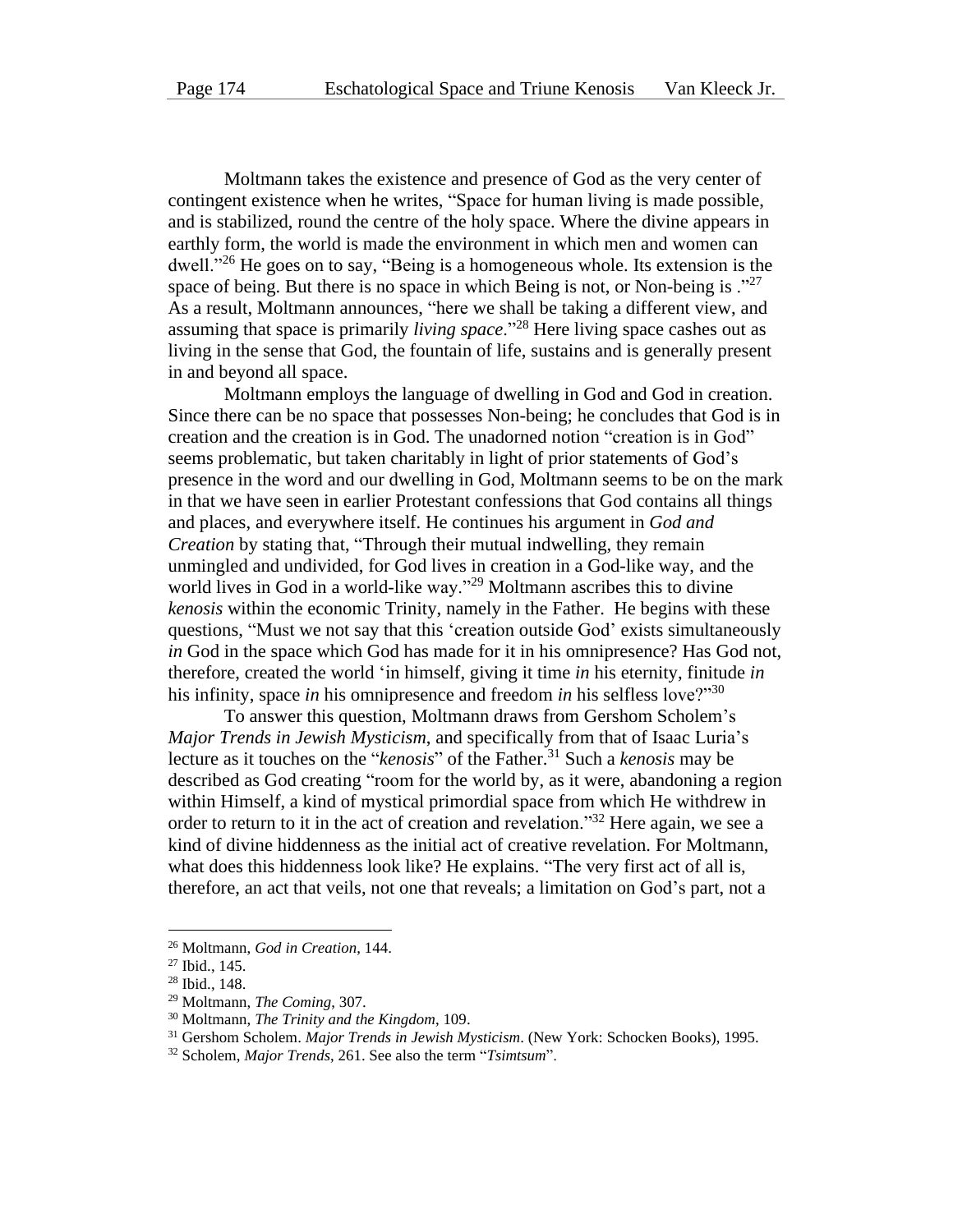Moltmann takes the existence and presence of God as the very center of contingent existence when he writes, "Space for human living is made possible, and is stabilized, round the centre of the holy space. Where the divine appears in earthly form, the world is made the environment in which men and women can dwell."[26] He goes on to say, "Being is a homogeneous whole. Its extension is the space of being. But there is no space in which Being is not, or Non-being is ."[27] As a result, Moltmann announces, "here we shall be taking a different view, and assuming that space is primarily *living space*."[28] Here living space cashes out as living in the sense that God, the fountain of life, sustains and is generally present in and beyond all space.

Moltmann employs the language of dwelling in God and God in creation. Since there can be no space that possesses Non-being; he concludes that God is in creation and the creation is in God. The unadorned notion "creation is in God" seems problematic, but taken charitably in light of prior statements of God's presence in the word and our dwelling in God, Moltmann seems to be on the mark in that we have seen in earlier Protestant confessions that God contains all things and places, and everywhere itself. He continues his argument in *God and Creation* by stating that, "Through their mutual indwelling, they remain unmingled and undivided, for God lives in creation in a God-like way, and the world lives in God in a world-like way."[29] Moltmann ascribes this to divine *kenosis* within the economic Trinity, namely in the Father. He begins with these questions, "Must we not say that this 'creation outside God' exists simultaneously *in* God in the space which God has made for it in his omnipresence? Has God not, therefore, created the world 'in himself, giving it time *in* his eternity, finitude *in* his infinity, space *in* his omnipresence and freedom *in* his selfless love?"[30]

To answer this question, Moltmann draws from Gershom Scholem's *Major Trends in Jewish Mysticism*, and specifically from that of Isaac Luria's lecture as it touches on the "*kenosis*" of the Father.[31] Such a *kenosis* may be described as God creating "room for the world by, as it were, abandoning a region within Himself, a kind of mystical primordial space from which He withdrew in order to return to it in the act of creation and revelation."[32] Here again, we see a kind of divine hiddenness as the initial act of creative revelation. For Moltmann, what does this hiddenness look like? He explains. "The very first act of all is, therefore, an act that veils, not one that reveals; a limitation on God's part, not a

---

[26] Moltmann, *God in Creation*, 144.

[27] Ibid., 145.

[28] Ibid., 148.

[29] Moltmann, *The Coming*, 307.

[30] Moltmann, *The Trinity and the Kingdom*, 109.

[31] Gershom Scholem. *Major Trends in Jewish Mysticism*. (New York: Schocken Books), 1995.

[32] Scholem, *Major Trends*, 261. See also the term "*Tsimtsum*".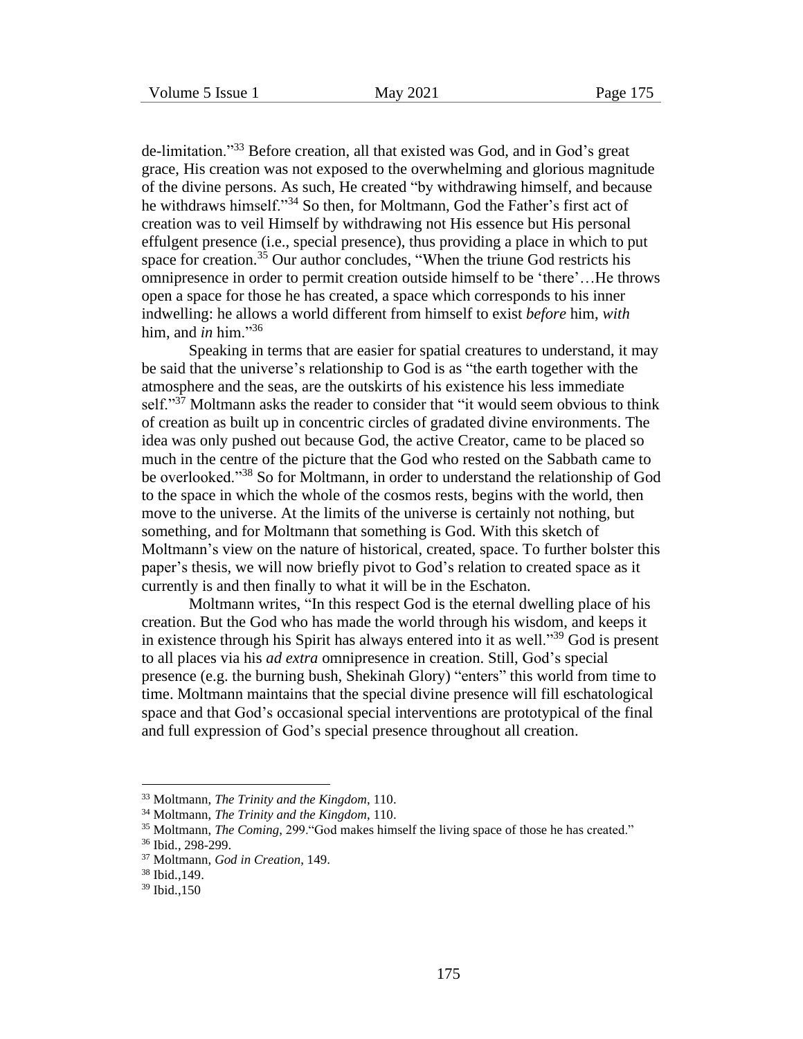de-limitation."[33] Before creation, all that existed was God, and in God's great grace, His creation was not exposed to the overwhelming and glorious magnitude of the divine persons. As such, He created "by withdrawing himself, and because he withdraws himself."[34] So then, for Moltmann, God the Father's first act of creation was to veil Himself by withdrawing not His essence but His personal effulgent presence (i.e., special presence), thus providing a place in which to put space for creation.[35] Our author concludes, "When the triune God restricts his omnipresence in order to permit creation outside himself to be 'there'…He throws open a space for those he has created, a space which corresponds to his inner indwelling: he allows a world different from himself to exist *before* him, *with* him, and *in* him."[36]

Speaking in terms that are easier for spatial creatures to understand, it may be said that the universe's relationship to God is as "the earth together with the atmosphere and the seas, are the outskirts of his existence his less immediate self."[37] Moltmann asks the reader to consider that "it would seem obvious to think of creation as built up in concentric circles of gradated divine environments. The idea was only pushed out because God, the active Creator, came to be placed so much in the centre of the picture that the God who rested on the Sabbath came to be overlooked."[38] So for Moltmann, in order to understand the relationship of God to the space in which the whole of the cosmos rests, begins with the world, then move to the universe. At the limits of the universe is certainly not nothing, but something, and for Moltmann that something is God. With this sketch of Moltmann's view on the nature of historical, created, space. To further bolster this paper's thesis, we will now briefly pivot to God's relation to created space as it currently is and then finally to what it will be in the Eschaton.

Moltmann writes, "In this respect God is the eternal dwelling place of his creation. But the God who has made the world through his wisdom, and keeps it in existence through his Spirit has always entered into it as well."[39] God is present to all places via his *ad extra* omnipresence in creation. Still, God's special presence (e.g. the burning bush, Shekinah Glory) "enters" this world from time to time. Moltmann maintains that the special divine presence will fill eschatological space and that God's occasional special interventions are prototypical of the final and full expression of God's special presence throughout all creation.

---

[33] Moltmann, *The Trinity and the Kingdom*, 110.

[34] Moltmann, *The Trinity and the Kingdom*, 110.

[35] Moltmann, *The Coming*, 299."God makes himself the living space of those he has created."

[36] Ibid., 298-299.

[37] Moltmann, *God in Creation*, 149.

[38] Ibid.,149.

[39] Ibid.,150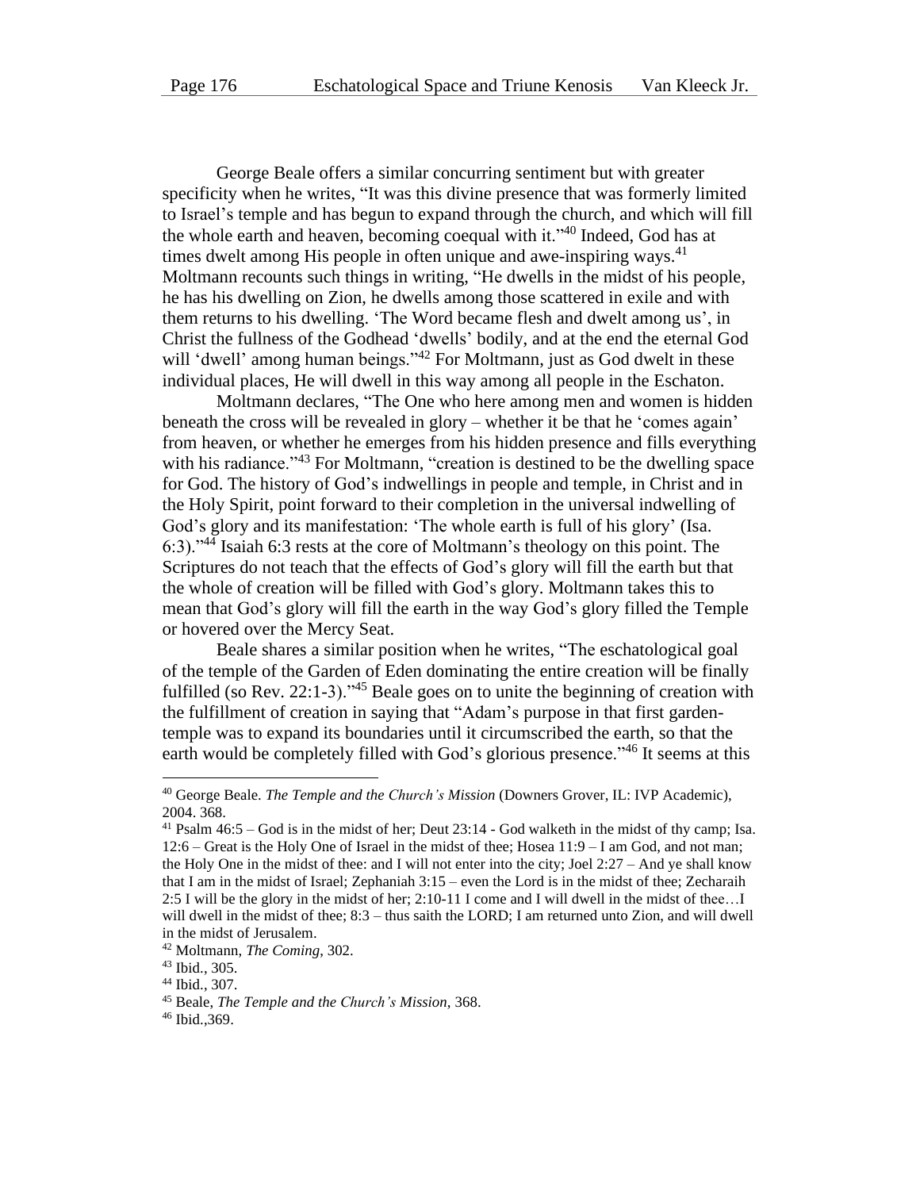George Beale offers a similar concurring sentiment but with greater specificity when he writes, "It was this divine presence that was formerly limited to Israel's temple and has begun to expand through the church, and which will fill the whole earth and heaven, becoming coequal with it."[40] Indeed, God has at times dwelt among His people in often unique and awe-inspiring ways.[41] Moltmann recounts such things in writing, "He dwells in the midst of his people, he has his dwelling on Zion, he dwells among those scattered in exile and with them returns to his dwelling. 'The Word became flesh and dwelt among us', in Christ the fullness of the Godhead 'dwells' bodily, and at the end the eternal God will 'dwell' among human beings."[42] For Moltmann, just as God dwelt in these individual places, He will dwell in this way among all people in the Eschaton.

Moltmann declares, "The One who here among men and women is hidden beneath the cross will be revealed in glory – whether it be that he 'comes again' from heaven, or whether he emerges from his hidden presence and fills everything with his radiance."[43] For Moltmann, "creation is destined to be the dwelling space for God. The history of God's indwellings in people and temple, in Christ and in the Holy Spirit, point forward to their completion in the universal indwelling of God's glory and its manifestation: 'The whole earth is full of his glory' (Isa. 6:3)."[44] Isaiah 6:3 rests at the core of Moltmann's theology on this point. The Scriptures do not teach that the effects of God's glory will fill the earth but that the whole of creation will be filled with God's glory. Moltmann takes this to mean that God's glory will fill the earth in the way God's glory filled the Temple or hovered over the Mercy Seat.

Beale shares a similar position when he writes, "The eschatological goal of the temple of the Garden of Eden dominating the entire creation will be finally fulfilled (so Rev. 22:1-3)."[45] Beale goes on to unite the beginning of creation with the fulfillment of creation in saying that "Adam's purpose in that first garden-temple was to expand its boundaries until it circumscribed the earth, so that the earth would be completely filled with God's glorious presence."[46] It seems at this

---

[40] George Beale. *The Temple and the Church's Mission* (Downers Grover, IL: IVP Academic), 2004. 368.

[41] Psalm 46:5 – God is in the midst of her; Deut 23:14 - God walketh in the midst of thy camp; Isa. 12:6 – Great is the Holy One of Israel in the midst of thee; Hosea 11:9 – I am God, and not man; the Holy One in the midst of thee: and I will not enter into the city; Joel 2:27 – And ye shall know that I am in the midst of Israel; Zephaniah 3:15 – even the Lord is in the midst of thee; Zecharaih 2:5 I will be the glory in the midst of her; 2:10-11 I come and I will dwell in the midst of thee…I will dwell in the midst of thee; 8:3 – thus saith the LORD; I am returned unto Zion, and will dwell in the midst of Jerusalem.

[42] Moltmann, *The Coming*, 302.

[43] Ibid., 305.

[44] Ibid., 307.

[45] Beale, *The Temple and the Church's Mission*, 368.

[46] Ibid.,369.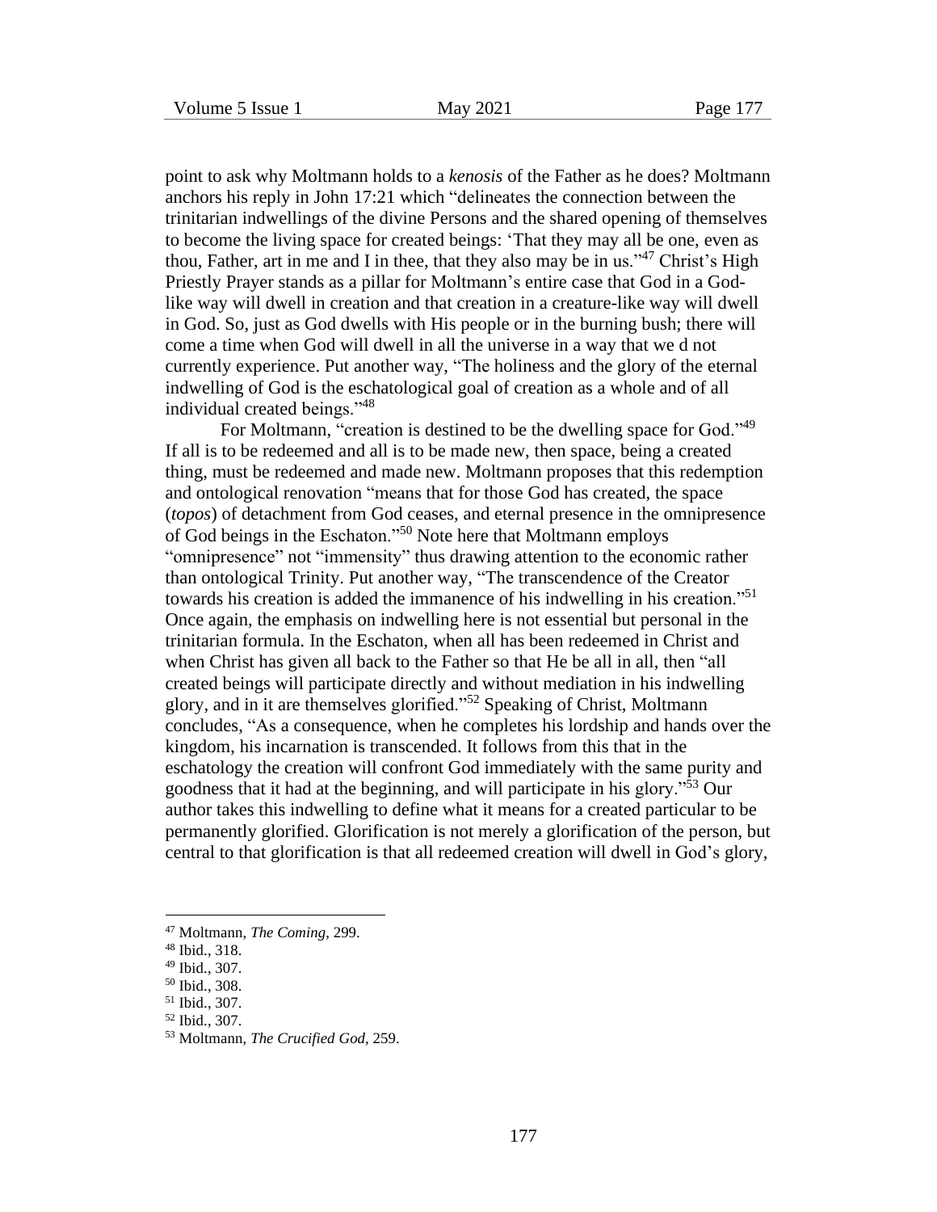point to ask why Moltmann holds to a *kenosis* of the Father as he does? Moltmann anchors his reply in John 17:21 which "delineates the connection between the trinitarian indwellings of the divine Persons and the shared opening of themselves to become the living space for created beings: 'That they may all be one, even as thou, Father, art in me and I in thee, that they also may be in us."[47] Christ's High Priestly Prayer stands as a pillar for Moltmann's entire case that God in a God-like way will dwell in creation and that creation in a creature-like way will dwell in God. So, just as God dwells with His people or in the burning bush; there will come a time when God will dwell in all the universe in a way that we d not currently experience. Put another way, "The holiness and the glory of the eternal indwelling of God is the eschatological goal of creation as a whole and of all individual created beings."[48]

For Moltmann, "creation is destined to be the dwelling space for God."[49] If all is to be redeemed and all is to be made new, then space, being a created thing, must be redeemed and made new. Moltmann proposes that this redemption and ontological renovation "means that for those God has created, the space (*topos*) of detachment from God ceases, and eternal presence in the omnipresence of God beings in the Eschaton."[50] Note here that Moltmann employs "omnipresence" not "immensity" thus drawing attention to the economic rather than ontological Trinity. Put another way, "The transcendence of the Creator towards his creation is added the immanence of his indwelling in his creation."[51] Once again, the emphasis on indwelling here is not essential but personal in the trinitarian formula. In the Eschaton, when all has been redeemed in Christ and when Christ has given all back to the Father so that He be all in all, then "all created beings will participate directly and without mediation in his indwelling glory, and in it are themselves glorified."[52] Speaking of Christ, Moltmann concludes, "As a consequence, when he completes his lordship and hands over the kingdom, his incarnation is transcended. It follows from this that in the eschatology the creation will confront God immediately with the same purity and goodness that it had at the beginning, and will participate in his glory."[53] Our author takes this indwelling to define what it means for a created particular to be permanently glorified. Glorification is not merely a glorification of the person, but central to that glorification is that all redeemed creation will dwell in God's glory,

---

[47] Moltmann, *The Coming*, 299.

[48] Ibid., 318.

[49] Ibid., 307.

[50] Ibid., 308.

[51] Ibid., 307.

[52] Ibid., 307.

[53] Moltmann, *The Crucified God*, 259.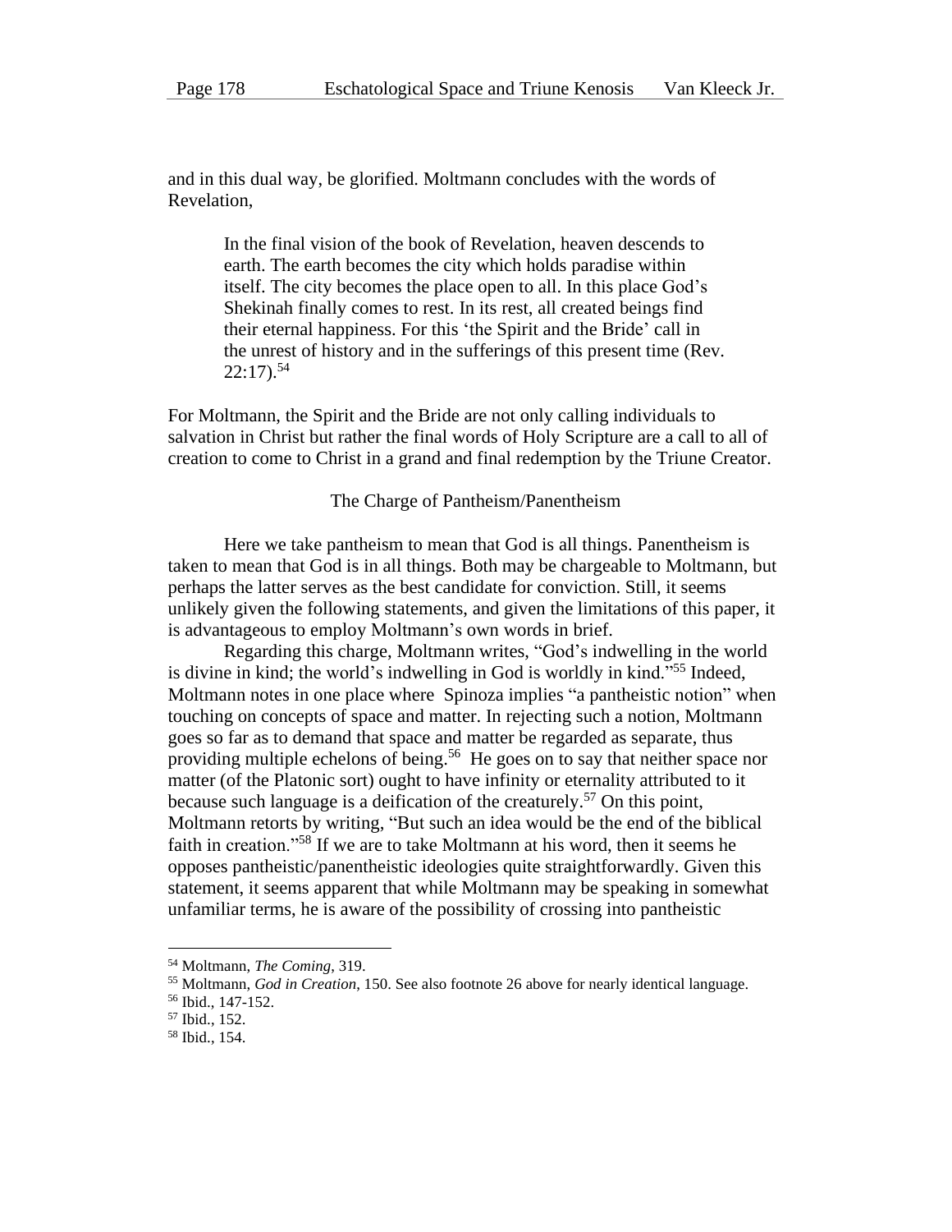and in this dual way, be glorified. Moltmann concludes with the words of Revelation,

> In the final vision of the book of Revelation, heaven descends to earth. The earth becomes the city which holds paradise within itself. The city becomes the place open to all. In this place God's Shekinah finally comes to rest. In its rest, all created beings find their eternal happiness. For this 'the Spirit and the Bride' call in the unrest of history and in the sufferings of this present time (Rev. 22:17).[54]

For Moltmann, the Spirit and the Bride are not only calling individuals to salvation in Christ but rather the final words of Holy Scripture are a call to all of creation to come to Christ in a grand and final redemption by the Triune Creator.

## The Charge of Pantheism/Panentheism

Here we take pantheism to mean that God is all things. Panentheism is taken to mean that God is in all things. Both may be chargeable to Moltmann, but perhaps the latter serves as the best candidate for conviction. Still, it seems unlikely given the following statements, and given the limitations of this paper, it is advantageous to employ Moltmann's own words in brief.

Regarding this charge, Moltmann writes, "God's indwelling in the world is divine in kind; the world's indwelling in God is worldly in kind."[55] Indeed, Moltmann notes in one place where Spinoza implies "a pantheistic notion" when touching on concepts of space and matter. In rejecting such a notion, Moltmann goes so far as to demand that space and matter be regarded as separate, thus providing multiple echelons of being.[56] He goes on to say that neither space nor matter (of the Platonic sort) ought to have infinity or eternality attributed to it because such language is a deification of the creaturely.[57] On this point, Moltmann retorts by writing, "But such an idea would be the end of the biblical faith in creation."[58] If we are to take Moltmann at his word, then it seems he opposes pantheistic/panentheistic ideologies quite straightforwardly. Given this statement, it seems apparent that while Moltmann may be speaking in somewhat unfamiliar terms, he is aware of the possibility of crossing into pantheistic

---

[54] Moltmann, *The Coming*, 319.

[55] Moltmann, *God in Creation*, 150. See also footnote 26 above for nearly identical language.

[56] Ibid., 147-152.

[57] Ibid., 152.

[58] Ibid., 154.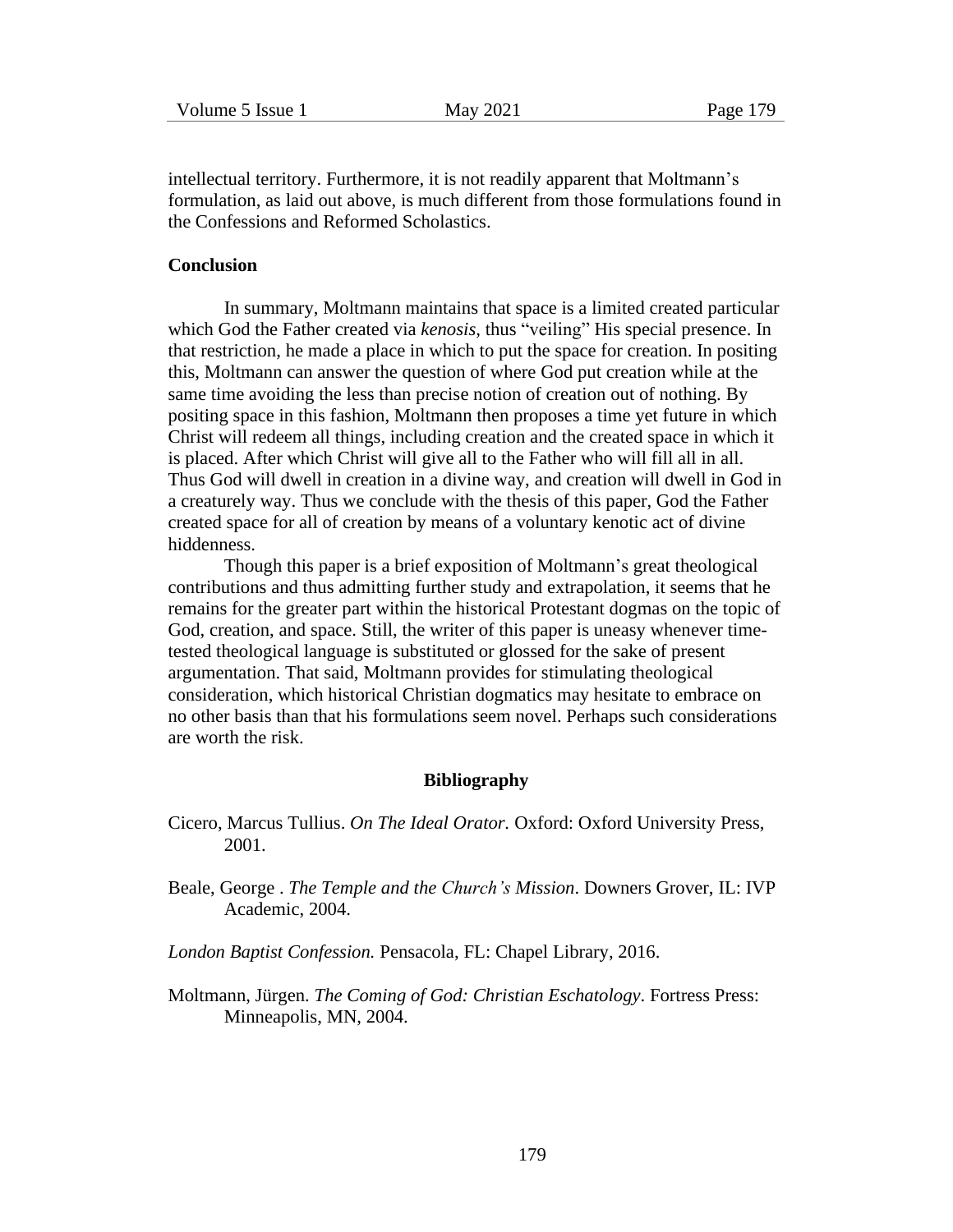intellectual territory. Furthermore, it is not readily apparent that Moltmann's formulation, as laid out above, is much different from those formulations found in the Confessions and Reformed Scholastics.

**Conclusion**

In summary, Moltmann maintains that space is a limited created particular which God the Father created via *kenosis,* thus "veiling" His special presence. In that restriction, he made a place in which to put the space for creation. In positing this, Moltmann can answer the question of where God put creation while at the same time avoiding the less than precise notion of creation out of nothing. By positing space in this fashion, Moltmann then proposes a time yet future in which Christ will redeem all things, including creation and the created space in which it is placed. After which Christ will give all to the Father who will fill all in all. Thus God will dwell in creation in a divine way, and creation will dwell in God in a creaturely way. Thus we conclude with the thesis of this paper, God the Father created space for all of creation by means of a voluntary kenotic act of divine hiddenness.

Though this paper is a brief exposition of Moltmann's great theological contributions and thus admitting further study and extrapolation, it seems that he remains for the greater part within the historical Protestant dogmas on the topic of God, creation, and space. Still, the writer of this paper is uneasy whenever time-tested theological language is substituted or glossed for the sake of present argumentation. That said, Moltmann provides for stimulating theological consideration, which historical Christian dogmatics may hesitate to embrace on no other basis than that his formulations seem novel. Perhaps such considerations are worth the risk.

**Bibliography**

Cicero, Marcus Tullius. *On The Ideal Orator.* Oxford: Oxford University Press, 2001.

Beale, George . *The Temple and the Church's Mission*. Downers Grover, IL: IVP Academic, 2004.

*London Baptist Confession.* Pensacola, FL: Chapel Library, 2016.

Moltmann, Jürgen. *The Coming of God: Christian Eschatology*. Fortress Press: Minneapolis, MN, 2004.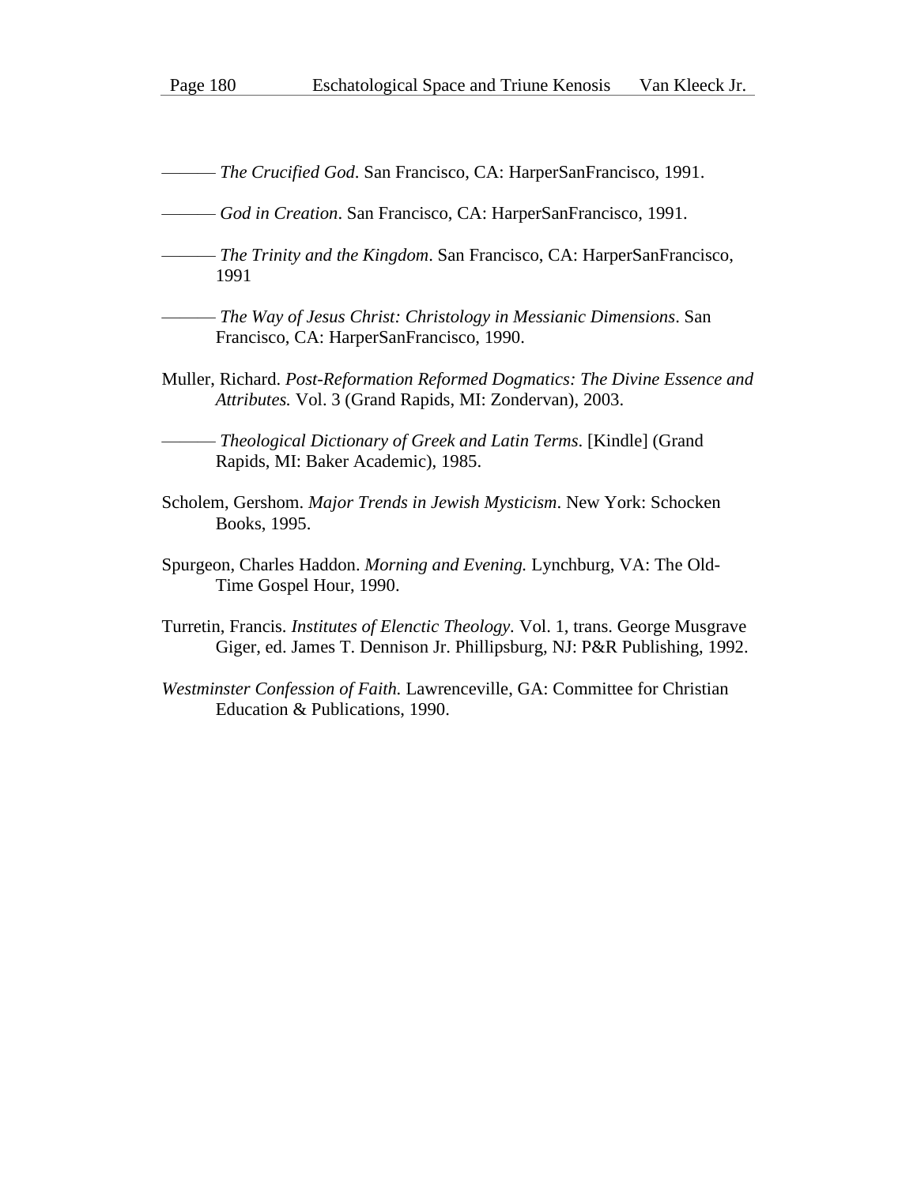——— *The Crucified God.* San Francisco, CA: HarperSanFrancisco, 1991.

——— *God in Creation*. San Francisco, CA: HarperSanFrancisco, 1991.

——— *The Trinity and the Kingdom*. San Francisco, CA: HarperSanFrancisco, 1991

——— *The Way of Jesus Christ: Christology in Messianic Dimensions*. San Francisco, CA: HarperSanFrancisco, 1990.

Muller, Richard. *Post-Reformation Reformed Dogmatics: The Divine Essence and Attributes.* Vol. 3 (Grand Rapids, MI: Zondervan), 2003.

——— *Theological Dictionary of Greek and Latin Terms*. [Kindle] (Grand Rapids, MI: Baker Academic), 1985.

Scholem, Gershom. *Major Trends in Jewish Mysticism*. New York: Schocken Books, 1995.

Spurgeon, Charles Haddon. *Morning and Evening.* Lynchburg, VA: The Old-Time Gospel Hour, 1990.

Turretin, Francis. *Institutes of Elenctic Theology*. Vol. 1, trans. George Musgrave Giger, ed. James T. Dennison Jr. Phillipsburg, NJ: P&R Publishing, 1992.

*Westminster Confession of Faith.* Lawrenceville, GA: Committee for Christian Education & Publications, 1990.